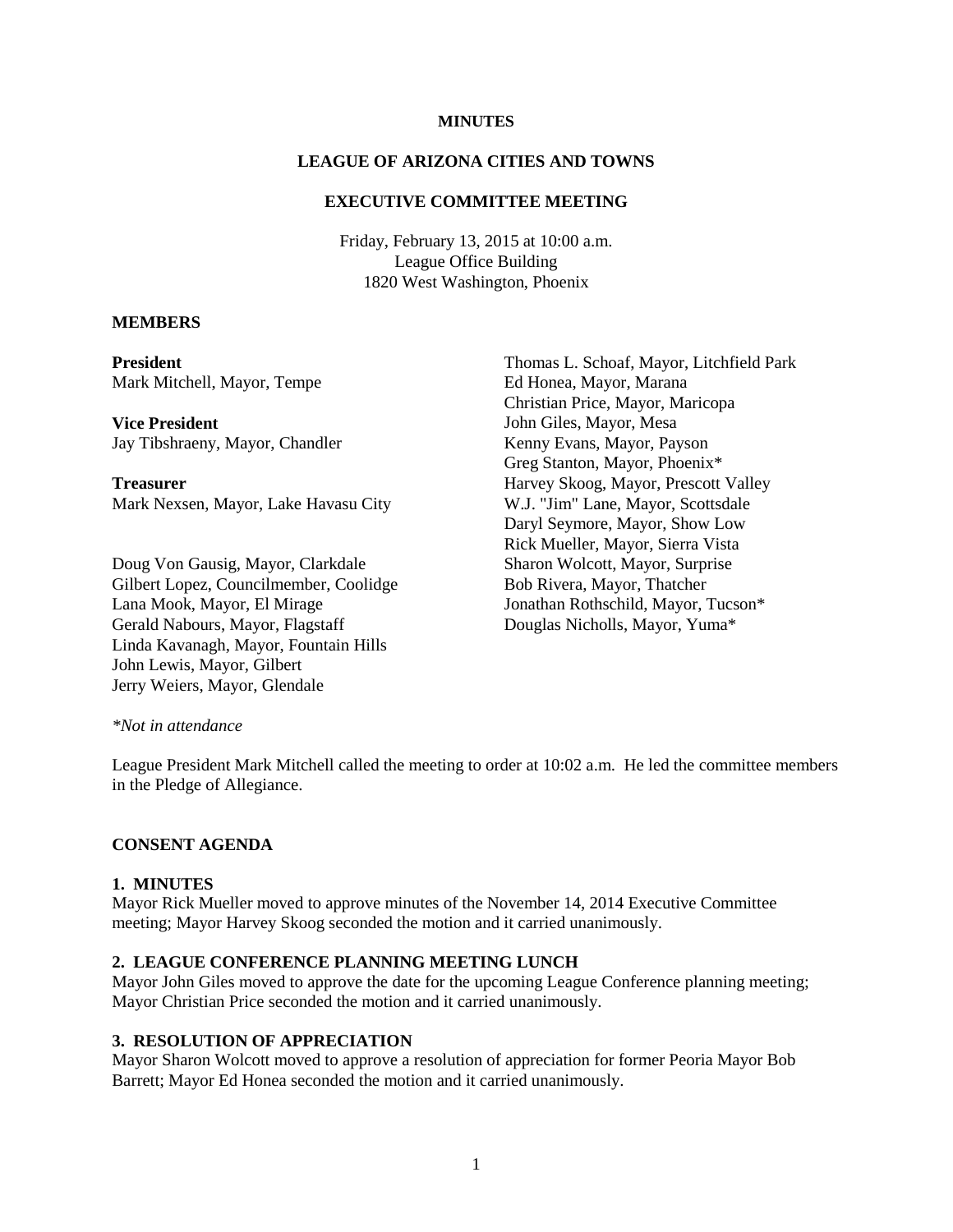**MINUTES**

**LEAGUE OF ARIZONA CITIES AND TOWNS**

**EXECUTIVE COMMITTEE MEETING**

Friday, February 13, 2015 at 10:00 a.m.
League Office Building
1820 West Washington, Phoenix

**MEMBERS**

**President**
Mark Mitchell, Mayor, Tempe

**Vice President**
Jay Tibshraeny, Mayor, Chandler

**Treasurer**
Mark Nexsen, Mayor, Lake Havasu City

Doug Von Gausig, Mayor, Clarkdale
Gilbert Lopez, Councilmember, Coolidge
Lana Mook, Mayor, El Mirage
Gerald Nabours, Mayor, Flagstaff
Linda Kavanagh, Mayor, Fountain Hills
John Lewis, Mayor, Gilbert
Jerry Weiers, Mayor, Glendale
Thomas L. Schoaf, Mayor, Litchfield Park
Ed Honea, Mayor, Marana
Christian Price, Mayor, Maricopa
John Giles, Mayor, Mesa
Kenny Evans, Mayor, Payson
Greg Stanton, Mayor, Phoenix*
Harvey Skoog, Mayor, Prescott Valley
W.J. "Jim" Lane, Mayor, Scottsdale
Daryl Seymore, Mayor, Show Low
Rick Mueller, Mayor, Sierra Vista
Sharon Wolcott, Mayor, Surprise
Bob Rivera, Mayor, Thatcher
Jonathan Rothschild, Mayor, Tucson*
Douglas Nicholls, Mayor, Yuma*

*\*Not in attendance*

League President Mark Mitchell called the meeting to order at 10:02 a.m. He led the committee members in the Pledge of Allegiance.

**CONSENT AGENDA**

**1. MINUTES**
Mayor Rick Mueller moved to approve minutes of the November 14, 2014 Executive Committee meeting; Mayor Harvey Skoog seconded the motion and it carried unanimously.

**2. LEAGUE CONFERENCE PLANNING MEETING LUNCH**
Mayor John Giles moved to approve the date for the upcoming League Conference planning meeting; Mayor Christian Price seconded the motion and it carried unanimously.

**3. RESOLUTION OF APPRECIATION**
Mayor Sharon Wolcott moved to approve a resolution of appreciation for former Peoria Mayor Bob Barrett; Mayor Ed Honea seconded the motion and it carried unanimously.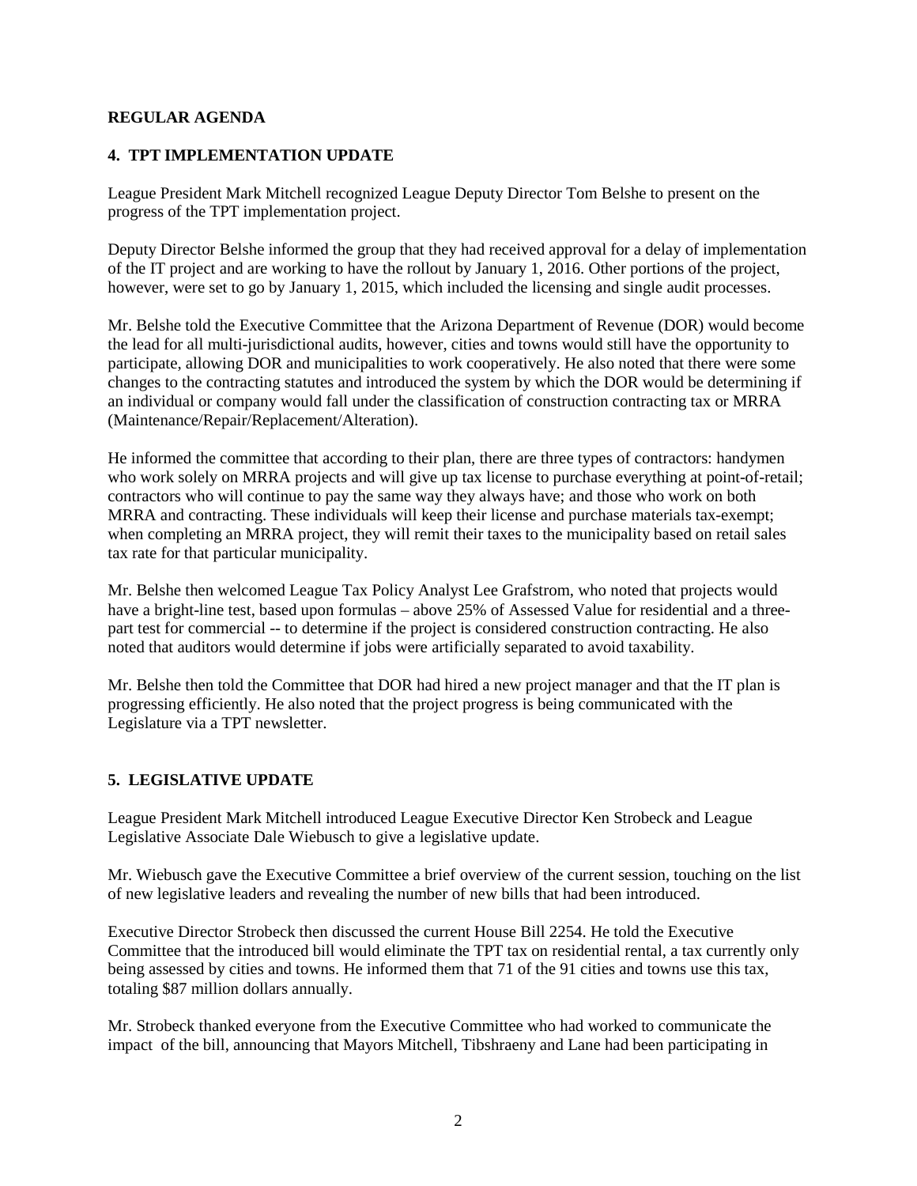## REGULAR AGENDA

### 4. TPT IMPLEMENTATION UPDATE

League President Mark Mitchell recognized League Deputy Director Tom Belshe to present on the progress of the TPT implementation project.

Deputy Director Belshe informed the group that they had received approval for a delay of implementation of the IT project and are working to have the rollout by January 1, 2016. Other portions of the project, however, were set to go by January 1, 2015, which included the licensing and single audit processes.

Mr. Belshe told the Executive Committee that the Arizona Department of Revenue (DOR) would become the lead for all multi-jurisdictional audits, however, cities and towns would still have the opportunity to participate, allowing DOR and municipalities to work cooperatively. He also noted that there were some changes to the contracting statutes and introduced the system by which the DOR would be determining if an individual or company would fall under the classification of construction contracting tax or MRRA (Maintenance/Repair/Replacement/Alteration).

He informed the committee that according to their plan, there are three types of contractors: handymen who work solely on MRRA projects and will give up tax license to purchase everything at point-of-retail; contractors who will continue to pay the same way they always have; and those who work on both MRRA and contracting. These individuals will keep their license and purchase materials tax-exempt; when completing an MRRA project, they will remit their taxes to the municipality based on retail sales tax rate for that particular municipality.

Mr. Belshe then welcomed League Tax Policy Analyst Lee Grafstrom, who noted that projects would have a bright-line test, based upon formulas – above 25% of Assessed Value for residential and a three-part test for commercial -- to determine if the project is considered construction contracting. He also noted that auditors would determine if jobs were artificially separated to avoid taxability.

Mr. Belshe then told the Committee that DOR had hired a new project manager and that the IT plan is progressing efficiently. He also noted that the project progress is being communicated with the Legislature via a TPT newsletter.

### 5. LEGISLATIVE UPDATE

League President Mark Mitchell introduced League Executive Director Ken Strobeck and League Legislative Associate Dale Wiebusch to give a legislative update.

Mr. Wiebusch gave the Executive Committee a brief overview of the current session, touching on the list of new legislative leaders and revealing the number of new bills that had been introduced.

Executive Director Strobeck then discussed the current House Bill 2254. He told the Executive Committee that the introduced bill would eliminate the TPT tax on residential rental, a tax currently only being assessed by cities and towns. He informed them that 71 of the 91 cities and towns use this tax, totaling $87 million dollars annually.

Mr. Strobeck thanked everyone from the Executive Committee who had worked to communicate the impact of the bill, announcing that Mayors Mitchell, Tibshraeny and Lane had been participating in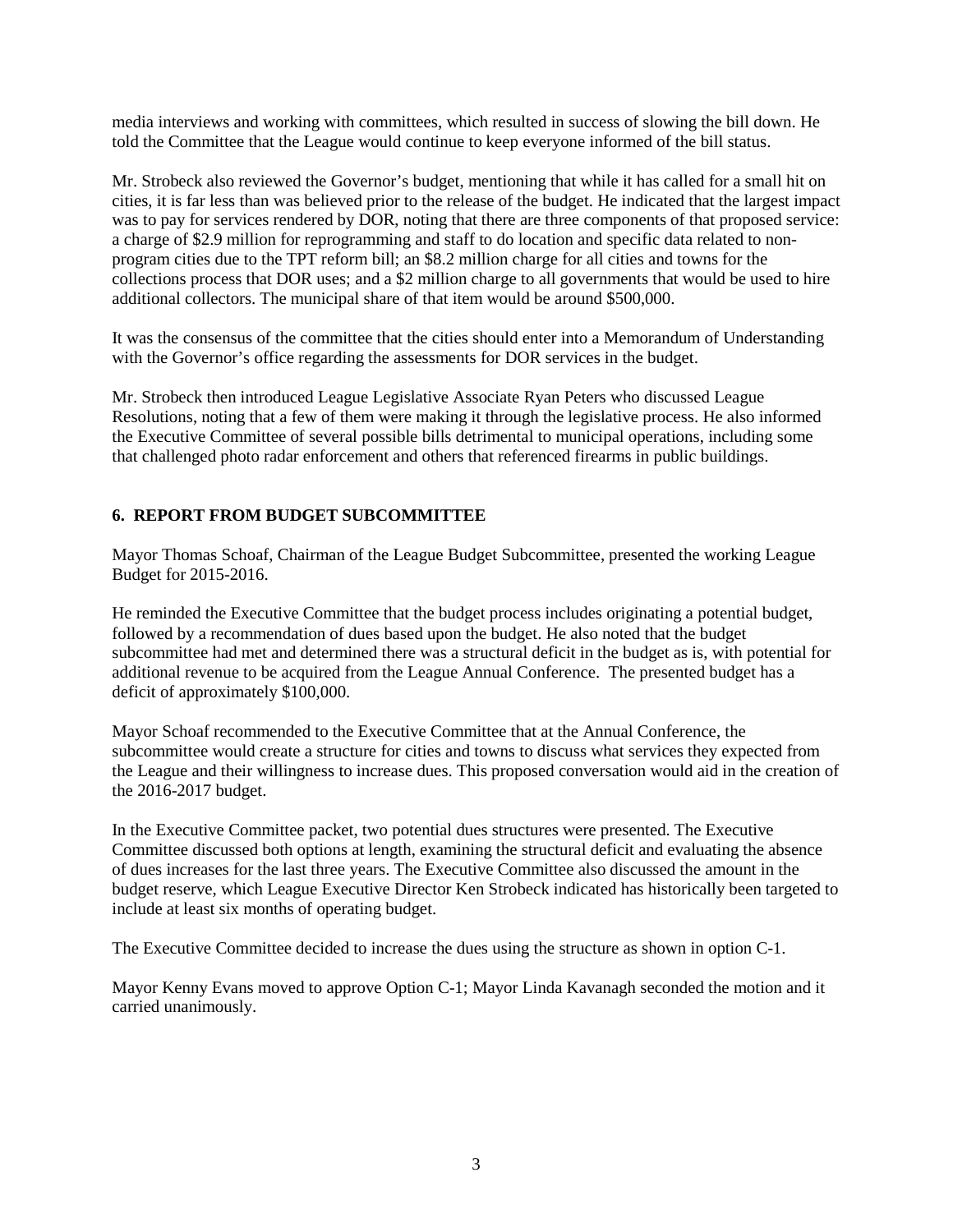media interviews and working with committees, which resulted in success of slowing the bill down. He told the Committee that the League would continue to keep everyone informed of the bill status.

Mr. Strobeck also reviewed the Governor's budget, mentioning that while it has called for a small hit on cities, it is far less than was believed prior to the release of the budget. He indicated that the largest impact was to pay for services rendered by DOR, noting that there are three components of that proposed service: a charge of $2.9 million for reprogramming and staff to do location and specific data related to non-program cities due to the TPT reform bill; an $8.2 million charge for all cities and towns for the collections process that DOR uses; and a $2 million charge to all governments that would be used to hire additional collectors. The municipal share of that item would be around $500,000.

It was the consensus of the committee that the cities should enter into a Memorandum of Understanding with the Governor's office regarding the assessments for DOR services in the budget.

Mr. Strobeck then introduced League Legislative Associate Ryan Peters who discussed League Resolutions, noting that a few of them were making it through the legislative process. He also informed the Executive Committee of several possible bills detrimental to municipal operations, including some that challenged photo radar enforcement and others that referenced firearms in public buildings.

## 6. REPORT FROM BUDGET SUBCOMMITTEE

Mayor Thomas Schoaf, Chairman of the League Budget Subcommittee, presented the working League Budget for 2015-2016.

He reminded the Executive Committee that the budget process includes originating a potential budget, followed by a recommendation of dues based upon the budget. He also noted that the budget subcommittee had met and determined there was a structural deficit in the budget as is, with potential for additional revenue to be acquired from the League Annual Conference. The presented budget has a deficit of approximately $100,000.

Mayor Schoaf recommended to the Executive Committee that at the Annual Conference, the subcommittee would create a structure for cities and towns to discuss what services they expected from the League and their willingness to increase dues. This proposed conversation would aid in the creation of the 2016-2017 budget.

In the Executive Committee packet, two potential dues structures were presented. The Executive Committee discussed both options at length, examining the structural deficit and evaluating the absence of dues increases for the last three years. The Executive Committee also discussed the amount in the budget reserve, which League Executive Director Ken Strobeck indicated has historically been targeted to include at least six months of operating budget.

The Executive Committee decided to increase the dues using the structure as shown in option C-1.

Mayor Kenny Evans moved to approve Option C-1; Mayor Linda Kavanagh seconded the motion and it carried unanimously.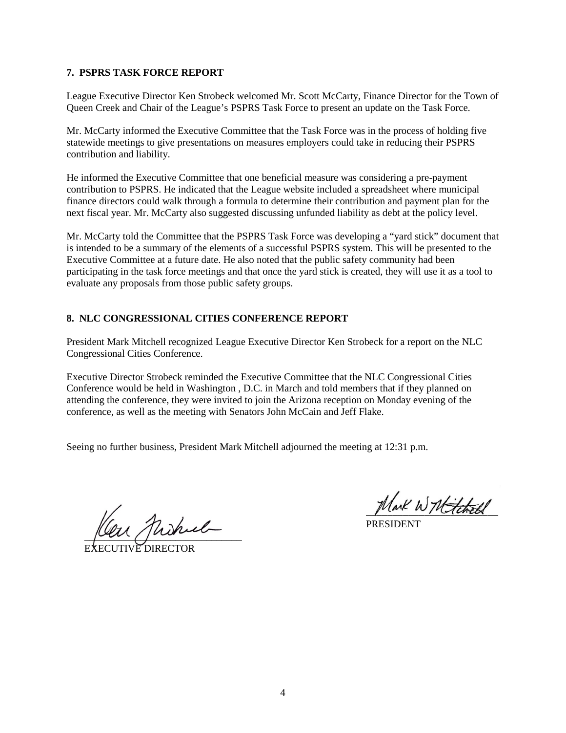## 7. PSPRS TASK FORCE REPORT

League Executive Director Ken Strobeck welcomed Mr. Scott McCarty, Finance Director for the Town of Queen Creek and Chair of the League's PSPRS Task Force to present an update on the Task Force.

Mr. McCarty informed the Executive Committee that the Task Force was in the process of holding five statewide meetings to give presentations on measures employers could take in reducing their PSPRS contribution and liability.

He informed the Executive Committee that one beneficial measure was considering a pre-payment contribution to PSPRS. He indicated that the League website included a spreadsheet where municipal finance directors could walk through a formula to determine their contribution and payment plan for the next fiscal year. Mr. McCarty also suggested discussing unfunded liability as debt at the policy level.

Mr. McCarty told the Committee that the PSPRS Task Force was developing a "yard stick" document that is intended to be a summary of the elements of a successful PSPRS system. This will be presented to the Executive Committee at a future date. He also noted that the public safety community had been participating in the task force meetings and that once the yard stick is created, they will use it as a tool to evaluate any proposals from those public safety groups.

## 8. NLC CONGRESSIONAL CITIES CONFERENCE REPORT

President Mark Mitchell recognized League Executive Director Ken Strobeck for a report on the NLC Congressional Cities Conference.

Executive Director Strobeck reminded the Executive Committee that the NLC Congressional Cities Conference would be held in Washington , D.C. in March and told members that if they planned on attending the conference, they were invited to join the Arizona reception on Monday evening of the conference, as well as the meeting with Senators John McCain and Jeff Flake.

Seeing no further business, President Mark Mitchell adjourned the meeting at 12:31 p.m.

EXECUTIVE DIRECTOR

PRESIDENT